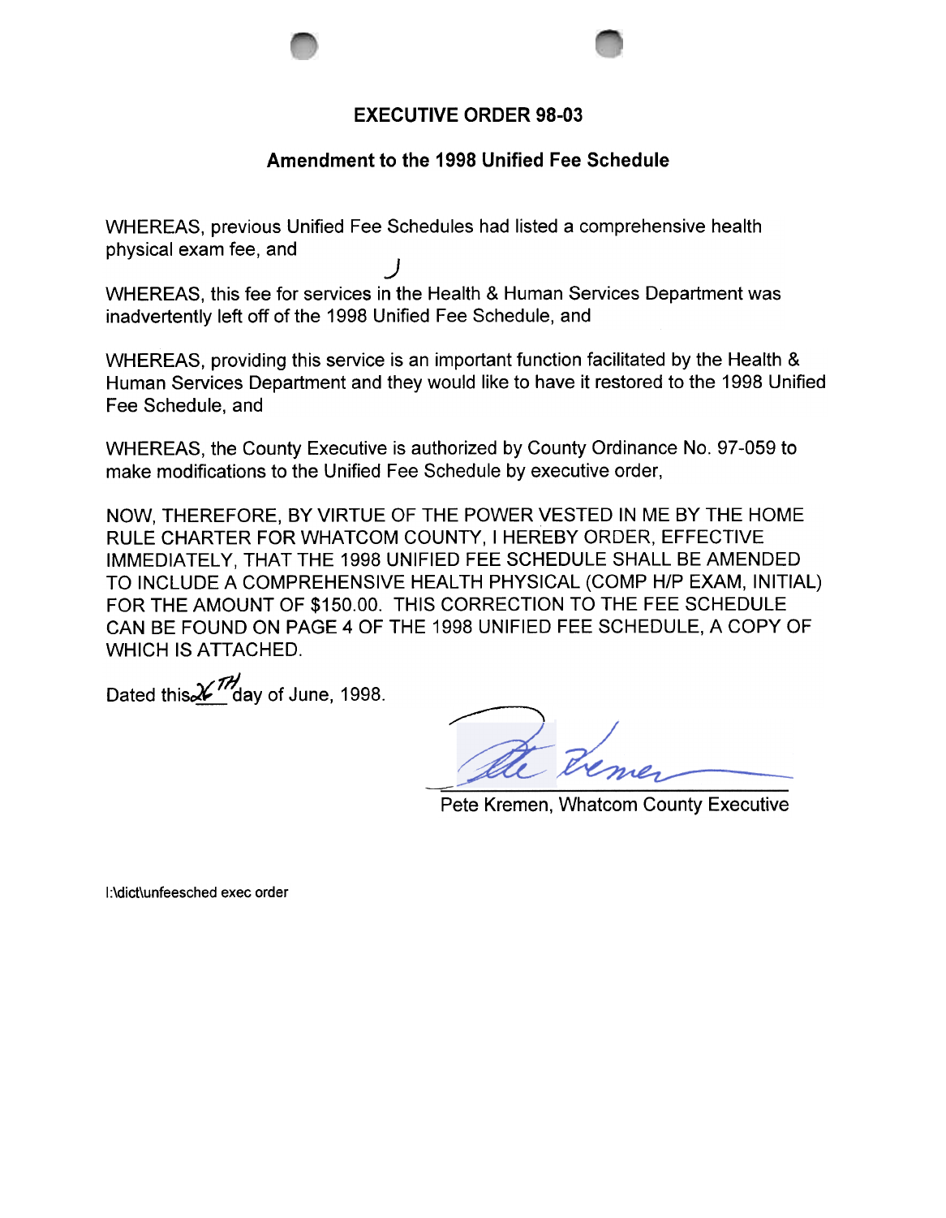# EXECUTIVE ORDER 98-03

## Amendment to the 1998 Unified Fee Schedule

WHEREAS, previous Unified Fee Schedules had listed a comprehensive health physical exam fee, and

WHEREAS, this fee for services in the Health & Human Services Department was inadvertently left off of the 1998 Unified Fee Schedule, and

WHEREAS, providing this service is an important function facilitated by the Health & Human Services Department and they would like to have it restored to the 1998 Unified Fee Schedule, and

WHEREAS, the County Executive is authorized by County Ordinance No. 97-059 to make modifications to the Unified Fee Schedule by executive order,

NOW, THEREFORE, BY VIRTUE OF THE POWER VESTED IN ME BY THE HOME RULE CHARTER FOR WHATCOM COUNTY, I HEREBY ORDER, EFFECTIVE IMMEDIATELY, THAT THE 1998 UNIFIED FEE SCHEDULE SHALL BE AMENDED TO INCLUDE A COMPREHENSIVE HEALTH PHYSICAL (COMP H/P EXAM, INITIAL) FOR THE AMOUNT OF $150.00. THIS CORRECTION TO THE FEE SCHEDULE CAN BE FOUND ON PAGE 4 OF THE 1998 UNIFIED FEE SCHEDULE, A COPY OF WHICH IS ATTACHED.

Dated this 26TH day of June, 1998.

Pete Kremen, Whatcom County Executive

I:\dict\unfeesched exec order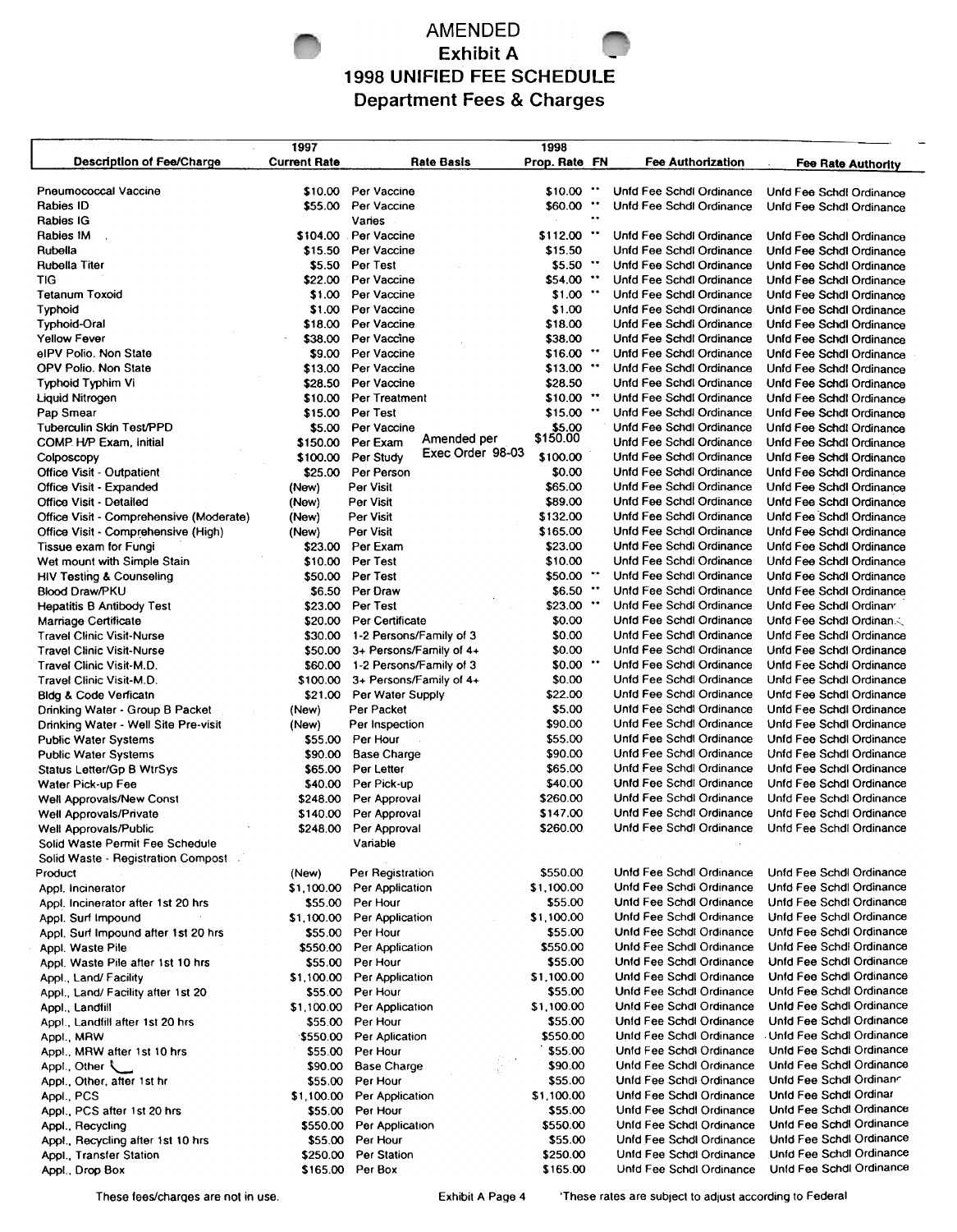# AMENDED

## Exhibit A

## 1998 UNIFIED FEE SCHEDULE

## Department Fees & Charges

| Description of Fee/Charge | 1997 Current Rate | Rate Basis | 1998 Prop. Rate | FN | Fee Authorization | Fee Rate Authority |
|---|---|---|---|---|---|---|
| Pneumococcal Vaccine | $10.00 | Per Vaccine | $10.00 | ** | Unfd Fee Schdl Ordinance | Unfd Fee Schdl Ordinance |
| Rabies ID | $55.00 | Per Vaccine | $60.00 | ** | Unfd Fee Schdl Ordinance | Unfd Fee Schdl Ordinance |
| Rabies IG | | Varies | | ** | | |
| Rabies IM | $104.00 | Per Vaccine | $112.00 | ** | Unfd Fee Schdl Ordinance | Unfd Fee Schdl Ordinance |
| Rubella | $15.50 | Per Vaccine | $15.50 | | Unfd Fee Schdl Ordinance | Unfd Fee Schdl Ordinance |
| Rubella Titer | $5.50 | Per Test | $5.50 | ** | Unfd Fee Schdl Ordinance | Unfd Fee Schdl Ordinance |
| TIG | $22.00 | Per Vaccine | $54.00 | ** | Unfd Fee Schdl Ordinance | Unfd Fee Schdl Ordinance |
| Tetanum Toxoid | $1.00 | Per Vaccine | $1.00 | ** | Unfd Fee Schdl Ordinance | Unfd Fee Schdl Ordinance |
| Typhoid | $1.00 | Per Vaccine | $1.00 | | Unfd Fee Schdl Ordinance | Unfd Fee Schdl Ordinance |
| Typhoid-Oral | $18.00 | Per Vaccine | $18.00 | | Unfd Fee Schdl Ordinance | Unfd Fee Schdl Ordinance |
| Yellow Fever | $38.00 | Per Vaccine | $38.00 | | Unfd Fee Schdl Ordinance | Unfd Fee Schdl Ordinance |
| eIPV Polio. Non State | $9.00 | Per Vaccine | $16.00 | ** | Unfd Fee Schdl Ordinance | Unfd Fee Schdl Ordinance |
| OPV Polio. Non State | $13.00 | Per Vaccine | $13.00 | ** | Unfd Fee Schdl Ordinance | Unfd Fee Schdl Ordinance |
| Typhoid Typhim Vi | $28.50 | Per Vaccine | $28.50 | | Unfd Fee Schdl Ordinance | Unfd Fee Schdl Ordinance |
| Liquid Nitrogen | $10.00 | Per Treatment | $10.00 | ** | Unfd Fee Schdl Ordinance | Unfd Fee Schdl Ordinance |
| Pap Smear | $15.00 | Per Test | $15.00 | ** | Unfd Fee Schdl Ordinance | Unfd Fee Schdl Ordinance |
| Tuberculin Skin Test/PPD | $5.00 | Per Vaccine | $5.00 | | Unfd Fee Schdl Ordinance | Unfd Fee Schdl Ordinance |
| COMP H/P Exam, Initial | $150.00 | Per Exam — Amended per Exec Order 98-03 | $150.00 | | Unfd Fee Schdl Ordinance | Unfd Fee Schdl Ordinance |
| Colposcopy | $100.00 | Per Study | $100.00 | | Unfd Fee Schdl Ordinance | Unfd Fee Schdl Ordinance |
| Office Visit - Outpatient | $25.00 | Per Person | $0.00 | | Unfd Fee Schdl Ordinance | Unfd Fee Schdl Ordinance |
| Office Visit - Expanded | (New) | Per Visit | $65.00 | | Unfd Fee Schdl Ordinance | Unfd Fee Schdl Ordinance |
| Office Visit - Detailed | (New) | Per Visit | $89.00 | | Unfd Fee Schdl Ordinance | Unfd Fee Schdl Ordinance |
| Office Visit - Comprehensive (Moderate) | (New) | Per Visit | $132.00 | | Unfd Fee Schdl Ordinance | Unfd Fee Schdl Ordinance |
| Office Visit - Comprehensive (High) | (New) | Per Visit | $165.00 | | Unfd Fee Schdl Ordinance | Unfd Fee Schdl Ordinance |
| Tissue exam for Fungi | $23.00 | Per Exam | $23.00 | | Unfd Fee Schdl Ordinance | Unfd Fee Schdl Ordinance |
| Wet mount with Simple Stain | $10.00 | Per Test | $10.00 | | Unfd Fee Schdl Ordinance | Unfd Fee Schdl Ordinance |
| HIV Testing & Counseling | $50.00 | Per Test | $50.00 | ** | Unfd Fee Schdl Ordinance | Unfd Fee Schdl Ordinance |
| Blood Draw/PKU | $6.50 | Per Draw | $6.50 | ** | Unfd Fee Schdl Ordinance | Unfd Fee Schdl Ordinance |
| Hepatitis B Antibody Test | $23.00 | Per Test | $23.00 | ** | Unfd Fee Schdl Ordinance | Unfd Fee Schdl Ordinance |
| Marriage Certificate | $20.00 | Per Certificate | $0.00 | | Unfd Fee Schdl Ordinance | Unfd Fee Schdl Ordinance |
| Travel Clinic Visit-Nurse | $30.00 | 1-2 Persons/Family of 3 | $0.00 | | Unfd Fee Schdl Ordinance | Unfd Fee Schdl Ordinance |
| Travel Clinic Visit-Nurse | $50.00 | 3+ Persons/Family of 4+ | $0.00 | | Unfd Fee Schdl Ordinance | Unfd Fee Schdl Ordinance |
| Travel Clinic Visit-M.D. | $60.00 | 1-2 Persons/Family of 3 | $0.00 | ** | Unfd Fee Schdl Ordinance | Unfd Fee Schdl Ordinance |
| Travel Clinic Visit-M.D. | $100.00 | 3+ Persons/Family of 4+ | $0.00 | | Unfd Fee Schdl Ordinance | Unfd Fee Schdl Ordinance |
| Bldg & Code Verficatn | $21.00 | Per Water Supply | $22.00 | | Unfd Fee Schdl Ordinance | Unfd Fee Schdl Ordinance |
| Drinking Water - Group B Packet | (New) | Per Packet | $5.00 | | Unfd Fee Schdl Ordinance | Unfd Fee Schdl Ordinance |
| Drinking Water - Well Site Pre-visit | (New) | Per Inspection | $90.00 | | Unfd Fee Schdl Ordinance | Unfd Fee Schdl Ordinance |
| Public Water Systems | $55.00 | Per Hour | $55.00 | | Unfd Fee Schdl Ordinance | Unfd Fee Schdl Ordinance |
| Public Water Systems | $90.00 | Base Charge | $90.00 | | Unfd Fee Schdl Ordinance | Unfd Fee Schdl Ordinance |
| Status Letter/Gp B WtrSys | $65.00 | Per Letter | $65.00 | | Unfd Fee Schdl Ordinance | Unfd Fee Schdl Ordinance |
| Water Pick-up Fee | $40.00 | Per Pick-up | $40.00 | | Unfd Fee Schdl Ordinance | Unfd Fee Schdl Ordinance |
| Well Approvals/New Const | $248.00 | Per Approval | $260.00 | | Unfd Fee Schdl Ordinance | Unfd Fee Schdl Ordinance |
| Well Approvals/Private | $140.00 | Per Approval | $147.00 | | Unfd Fee Schdl Ordinance | Unfd Fee Schdl Ordinance |
| Well Approvals/Public | $248.00 | Per Approval | $260.00 | | Unfd Fee Schdl Ordinance | Unfd Fee Schdl Ordinance |
| Solid Waste Permit Fee Schedule | | Variable | | | | |
| Solid Waste - Registration Compost Product | (New) | Per Registration | $550.00 | | Unfd Fee Schdl Ordinance | Unfd Fee Schdl Ordinance |
| Appl. Incinerator | $1,100.00 | Per Application | $1,100.00 | | Unfd Fee Schdl Ordinance | Unfd Fee Schdl Ordinance |
| Appl. Incinerator after 1st 20 hrs | $55.00 | Per Hour | $55.00 | | Unfd Fee Schdl Ordinance | Unfd Fee Schdl Ordinance |
| Appl. Surf Impound | $1,100.00 | Per Application | $1,100.00 | | Unfd Fee Schdl Ordinance | Unfd Fee Schdl Ordinance |
| Appl. Surf Impound after 1st 20 hrs | $55.00 | Per Hour | $55.00 | | Unfd Fee Schdl Ordinance | Unfd Fee Schdl Ordinance |
| Appl. Waste Pile | $550.00 | Per Application | $550.00 | | Unfd Fee Schdl Ordinance | Unfd Fee Schdl Ordinance |
| Appl. Waste Pile after 1st 10 hrs | $55.00 | Per Hour | $55.00 | | Unfd Fee Schdl Ordinance | Unfd Fee Schdl Ordinance |
| Appl., Land/ Facility | $1,100.00 | Per Application | $1,100.00 | | Unfd Fee Schdl Ordinance | Unfd Fee Schdl Ordinance |
| Appl., Land/ Facility after 1st 20 | $55.00 | Per Hour | $55.00 | | Unfd Fee Schdl Ordinance | Unfd Fee Schdl Ordinance |
| Appl., Landfill | $1,100.00 | Per Application | $1,100.00 | | Unfd Fee Schdl Ordinance | Unfd Fee Schdl Ordinance |
| Appl., Landfill after 1st 20 hrs | $55.00 | Per Hour | $55.00 | | Unfd Fee Schdl Ordinance | Unfd Fee Schdl Ordinance |
| Appl., MRW | $550.00 | Per Aplication | $550.00 | | Unfd Fee Schdl Ordinance | Unfd Fee Schdl Ordinance |
| Appl., MRW after 1st 10 hrs | $55.00 | Per Hour | $55.00 | | Unfd Fee Schdl Ordinance | Unfd Fee Schdl Ordinance |
| Appl., Other | $90.00 | Base Charge | $90.00 | | Unfd Fee Schdl Ordinance | Unfd Fee Schdl Ordinance |
| Appl., Other, after 1st hr | $55.00 | Per Hour | $55.00 | | Unfd Fee Schdl Ordinance | Unfd Fee Schdl Ordinance |
| Appl., PCS | $1,100.00 | Per Application | $1,100.00 | | Unfd Fee Schdl Ordinance | Unfd Fee Schdl Ordinance |
| Appl., PCS after 1st 20 hrs | $55.00 | Per Hour | $55.00 | | Unfd Fee Schdl Ordinance | Unfd Fee Schdl Ordinance |
| Appl., Recycling | $550.00 | Per Application | $550.00 | | Unfd Fee Schdl Ordinance | Unfd Fee Schdl Ordinance |
| Appl., Recycling after 1st 10 hrs | $55.00 | Per Hour | $55.00 | | Unfd Fee Schdl Ordinance | Unfd Fee Schdl Ordinance |
| Appl., Transfer Station | $250.00 | Per Station | $250.00 | | Unfd Fee Schdl Ordinance | Unfd Fee Schdl Ordinance |
| Appl., Drop Box | $165.00 | Per Box | $165.00 | | Unfd Fee Schdl Ordinance | Unfd Fee Schdl Ordinance |

These fees/charges are not in use.

Exhibit A Page 4

'These rates are subject to adjust according to Federal